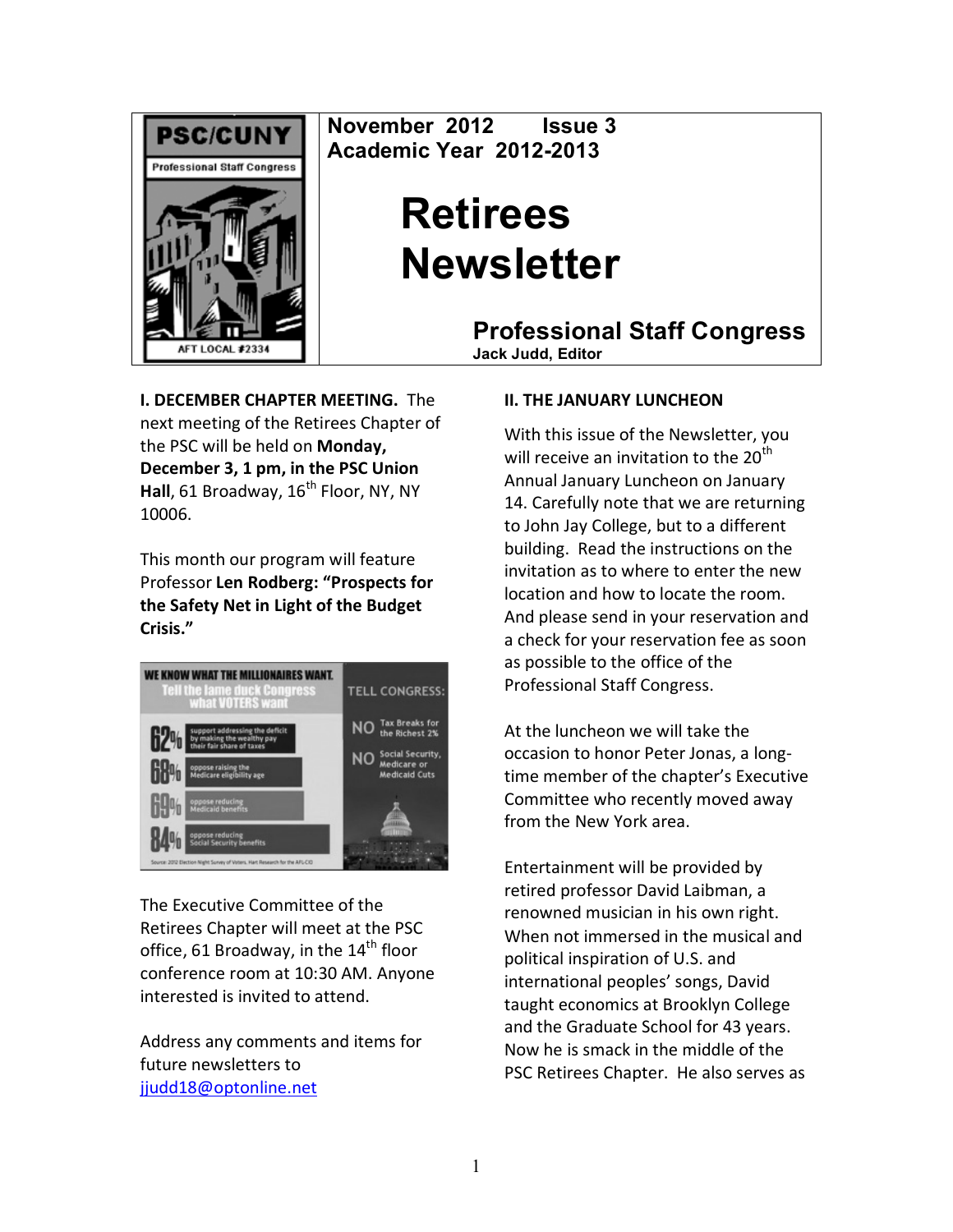**PSC/CUNY** Professional Staff Congress — AFT LOCAL #2334

**November 2012 Issue 3**
**Academic Year 2012-2013**

# Retirees Newsletter

## Professional Staff Congress

**Jack Judd, Editor**

**I. DECEMBER CHAPTER MEETING.** The next meeting of the Retirees Chapter of the PSC will be held on **Monday, December 3, 1 pm, in the PSC Union Hall**, 61 Broadway, 16th Floor, NY, NY 10006.

This month our program will feature Professor **Len Rodberg: "Prospects for the Safety Net in Light of the Budget Crisis."**

WE KNOW WHAT THE MILLIONAIRES WANT.
Tell the lame duck Congress what VOTERS want

- 62% support addressing the deficit by making the wealthy pay their fair share of taxes
- 68% oppose raising the Medicare eligibility age
- 69% oppose reducing Medicaid benefits
- 84% oppose reducing Social Security benefits

TELL CONGRESS:
NO Tax Breaks for the Richest 2%
NO Social Security, Medicare or Medicaid Cuts

Source: 2012 Election Night Survey of Voters, Hart Research for the AFL-CIO

The Executive Committee of the Retirees Chapter will meet at the PSC office, 61 Broadway, in the 14th floor conference room at 10:30 AM. Anyone interested is invited to attend.

Address any comments and items for future newsletters to jjudd18@optonline.net

**II. THE JANUARY LUNCHEON**

With this issue of the Newsletter, you will receive an invitation to the 20th Annual January Luncheon on January 14. Carefully note that we are returning to John Jay College, but to a different building. Read the instructions on the invitation as to where to enter the new location and how to locate the room. And please send in your reservation and a check for your reservation fee as soon as possible to the office of the Professional Staff Congress.

At the luncheon we will take the occasion to honor Peter Jonas, a long-time member of the chapter's Executive Committee who recently moved away from the New York area.

Entertainment will be provided by retired professor David Laibman, a renowned musician in his own right. When not immersed in the musical and political inspiration of U.S. and international peoples' songs, David taught economics at Brooklyn College and the Graduate School for 43 years. Now he is smack in the middle of the PSC Retirees Chapter. He also serves as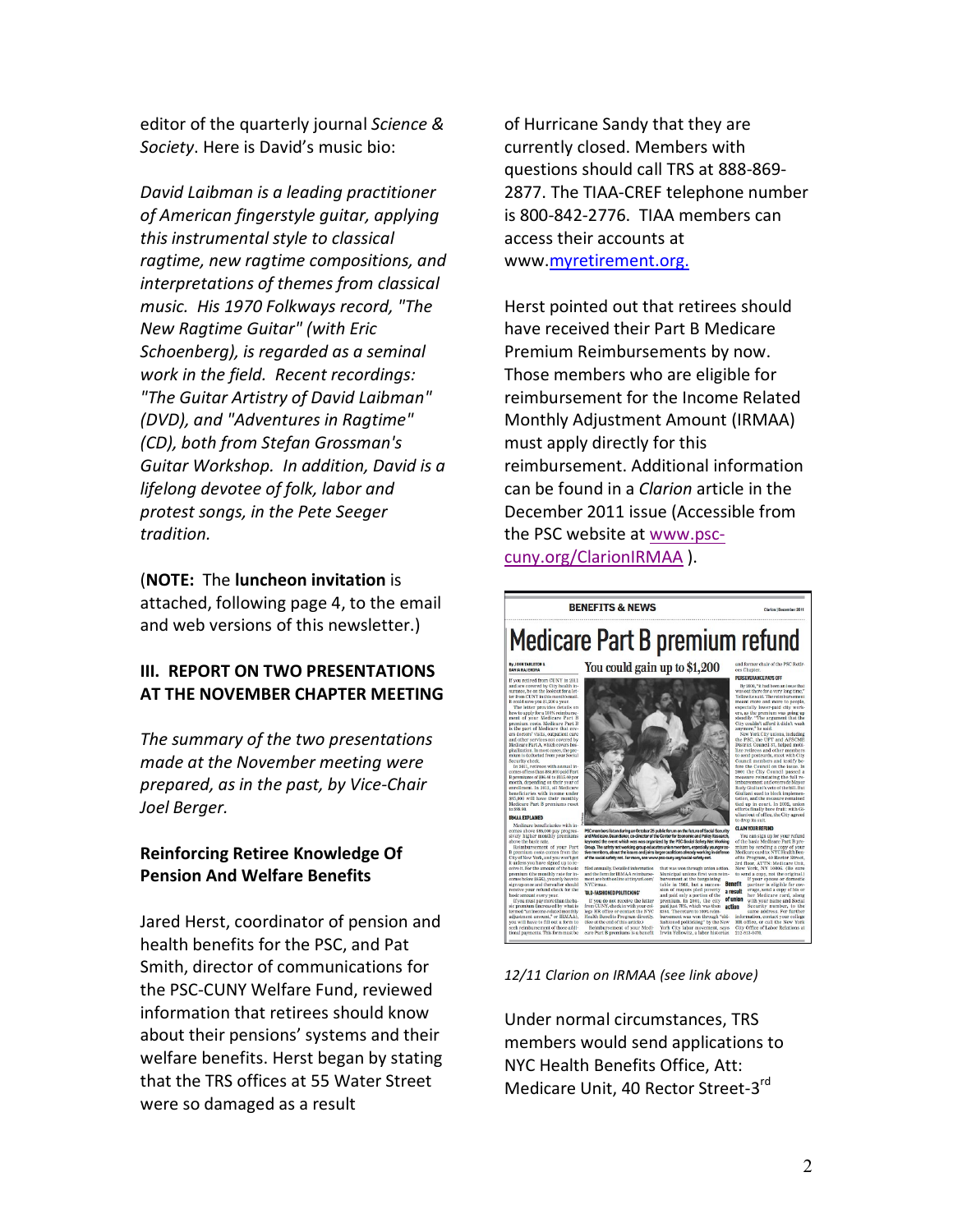editor of the quarterly journal *Science & Society*. Here is David's music bio:

*David Laibman is a leading practitioner of American fingerstyle guitar, applying this instrumental style to classical ragtime, new ragtime compositions, and interpretations of themes from classical music. His 1970 Folkways record, "The New Ragtime Guitar" (with Eric Schoenberg), is regarded as a seminal work in the field. Recent recordings: "The Guitar Artistry of David Laibman" (DVD), and "Adventures in Ragtime" (CD), both from Stefan Grossman's Guitar Workshop. In addition, David is a lifelong devotee of folk, labor and protest songs, in the Pete Seeger tradition.*

(**NOTE:** The **luncheon invitation** is attached, following page 4, to the email and web versions of this newsletter.)

## III. REPORT ON TWO PRESENTATIONS AT THE NOVEMBER CHAPTER MEETING

*The summary of the two presentations made at the November meeting were prepared, as in the past, by Vice-Chair Joel Berger.*

### Reinforcing Retiree Knowledge Of Pension And Welfare Benefits

Jared Herst, coordinator of pension and health benefits for the PSC, and Pat Smith, director of communications for the PSC-CUNY Welfare Fund, reviewed information that retirees should know about their pensions' systems and their welfare benefits. Herst began by stating that the TRS offices at 55 Water Street were so damaged as a result of Hurricane Sandy that they are currently closed. Members with questions should call TRS at 888-869-2877. The TIAA-CREF telephone number is 800-842-2776. TIAA members can access their accounts at www.myretirement.org.

Herst pointed out that retirees should have received their Part B Medicare Premium Reimbursements by now. Those members who are eligible for reimbursement for the Income Related Monthly Adjustment Amount (IRMAA) must apply directly for this reimbursement. Additional information can be found in a *Clarion* article in the December 2011 issue (Accessible from the PSC website at www.psc-cuny.org/ClarionIRMAA ).

*12/11 Clarion on IRMAA (see link above)*

Under normal circumstances, TRS members would send applications to NYC Health Benefits Office, Att: Medicare Unit, 40 Rector Street-3rd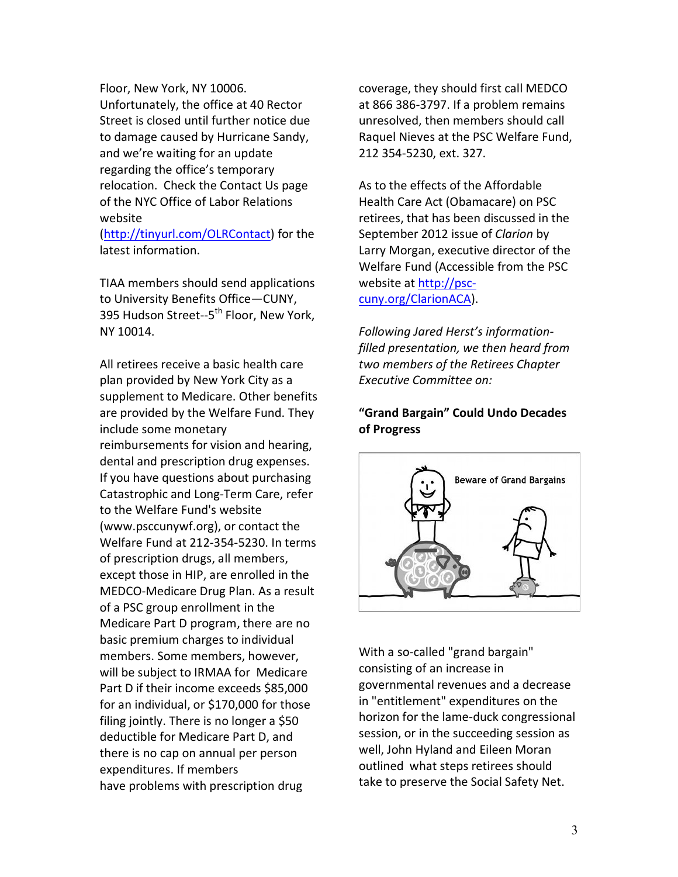Floor, New York, NY 10006. Unfortunately, the office at 40 Rector Street is closed until further notice due to damage caused by Hurricane Sandy, and we're waiting for an update regarding the office's temporary relocation. Check the Contact Us page of the NYC Office of Labor Relations website (http://tinyurl.com/OLRContact) for the latest information.

TIAA members should send applications to University Benefits Office—CUNY, 395 Hudson Street--5th Floor, New York, NY 10014.

All retirees receive a basic health care plan provided by New York City as a supplement to Medicare. Other benefits are provided by the Welfare Fund. They include some monetary reimbursements for vision and hearing, dental and prescription drug expenses. If you have questions about purchasing Catastrophic and Long-Term Care, refer to the Welfare Fund's website (www.psccunywf.org), or contact the Welfare Fund at 212-354-5230. In terms of prescription drugs, all members, except those in HIP, are enrolled in the MEDCO-Medicare Drug Plan. As a result of a PSC group enrollment in the Medicare Part D program, there are no basic premium charges to individual members. Some members, however, will be subject to IRMAA for Medicare Part D if their income exceeds $85,000 for an individual, or $170,000 for those filing jointly. There is no longer a $50 deductible for Medicare Part D, and there is no cap on annual per person expenditures. If members have problems with prescription drug coverage, they should first call MEDCO at 866 386-3797. If a problem remains unresolved, then members should call Raquel Nieves at the PSC Welfare Fund, 212 354-5230, ext. 327.

As to the effects of the Affordable Health Care Act (Obamacare) on PSC retirees, that has been discussed in the September 2012 issue of *Clarion* by Larry Morgan, executive director of the Welfare Fund (Accessible from the PSC website at http://psc-cuny.org/ClarionACA).

*Following Jared Herst's information-filled presentation, we then heard from two members of the Retirees Chapter Executive Committee on:*

**"Grand Bargain" Could Undo Decades of Progress**

With a so-called "grand bargain" consisting of an increase in governmental revenues and a decrease in "entitlement" expenditures on the horizon for the lame-duck congressional session, or in the succeeding session as well, John Hyland and Eileen Moran outlined what steps retirees should take to preserve the Social Safety Net.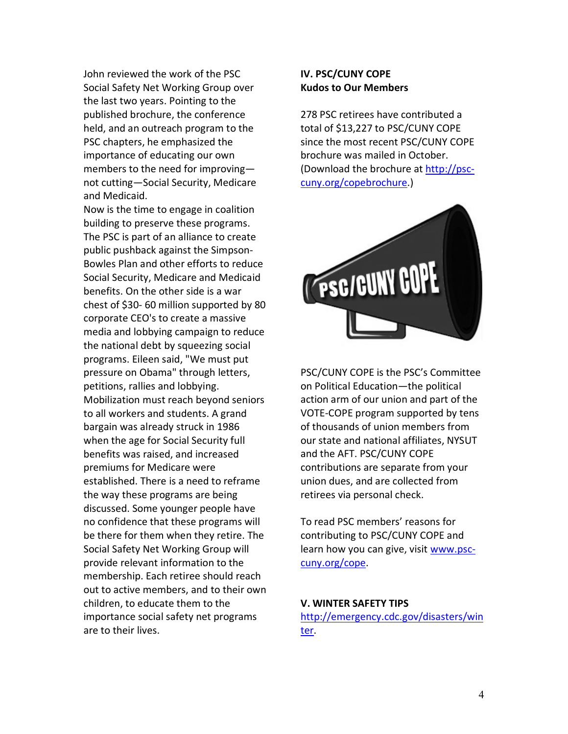John reviewed the work of the PSC Social Safety Net Working Group over the last two years. Pointing to the published brochure, the conference held, and an outreach program to the PSC chapters, he emphasized the importance of educating our own members to the need for improving—not cutting—Social Security, Medicare and Medicaid.

Now is the time to engage in coalition building to preserve these programs. The PSC is part of an alliance to create public pushback against the Simpson-Bowles Plan and other efforts to reduce Social Security, Medicare and Medicaid benefits. On the other side is a war chest of $30- 60 million supported by 80 corporate CEO's to create a massive media and lobbying campaign to reduce the national debt by squeezing social programs. Eileen said, "We must put pressure on Obama" through letters, petitions, rallies and lobbying. Mobilization must reach beyond seniors to all workers and students. A grand bargain was already struck in 1986 when the age for Social Security full benefits was raised, and increased premiums for Medicare were established. There is a need to reframe the way these programs are being discussed. Some younger people have no confidence that these programs will be there for them when they retire. The Social Safety Net Working Group will provide relevant information to the membership. Each retiree should reach out to active members, and to their own children, to educate them to the importance social safety net programs are to their lives.

**IV. PSC/CUNY COPE**
**Kudos to Our Members**

278 PSC retirees have contributed a total of $13,227 to PSC/CUNY COPE since the most recent PSC/CUNY COPE brochure was mailed in October. (Download the brochure at http://psc-cuny.org/copebrochure.)

PSC/CUNY COPE is the PSC's Committee on Political Education—the political action arm of our union and part of the VOTE-COPE program supported by tens of thousands of union members from our state and national affiliates, NYSUT and the AFT. PSC/CUNY COPE contributions are separate from your union dues, and are collected from retirees via personal check.

To read PSC members' reasons for contributing to PSC/CUNY COPE and learn how you can give, visit www.psc-cuny.org/cope.

**V. WINTER SAFETY TIPS**
http://emergency.cdc.gov/disasters/winter.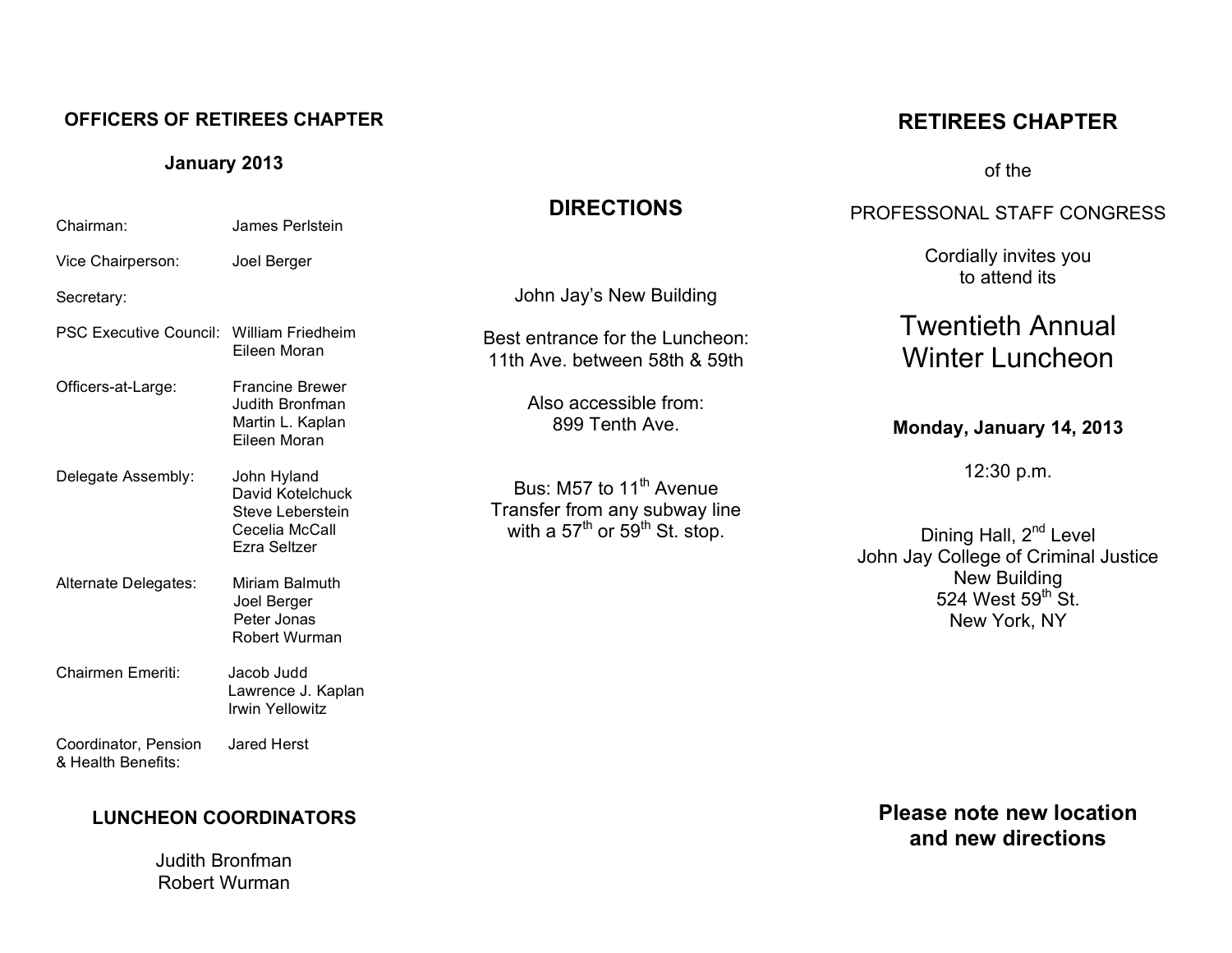## OFFICERS OF RETIREES CHAPTER

**January 2013**

| | |
|---|---|
| Chairman: | James Perlstein |
| Vice Chairperson: | Joel Berger |
| Secretary: | |
| PSC Executive Council: | William Friedheim<br>Eileen Moran |
| Officers-at-Large: | Francine Brewer<br>Judith Bronfman<br>Martin L. Kaplan<br>Eileen Moran |
| Delegate Assembly: | John Hyland<br>David Kotelchuck<br>Steve Leberstein<br>Cecelia McCall<br>Ezra Seltzer |
| Alternate Delegates: | Miriam Balmuth<br>Joel Berger<br>Peter Jonas<br>Robert Wurman |
| Chairmen Emeriti: | Jacob Judd<br>Lawrence J. Kaplan<br>Irwin Yellowitz |
| Coordinator, Pension & Health Benefits: | Jared Herst |

## LUNCHEON COORDINATORS

Judith Bronfman
Robert Wurman

## DIRECTIONS

John Jay's New Building

Best entrance for the Luncheon:
11th Ave. between 58th & 59th

Also accessible from:
899 Tenth Ave.

Bus: M57 to 11th Avenue
Transfer from any subway line
with a 57th or 59th St. stop.

## RETIREES CHAPTER

of the

PROFESSONAL STAFF CONGRESS

Cordially invites you
to attend its

# Twentieth Annual Winter Luncheon

**Monday, January 14, 2013**

12:30 p.m.

Dining Hall, 2nd Level
John Jay College of Criminal Justice
New Building
524 West 59th St.
New York, NY

**Please note new location and new directions**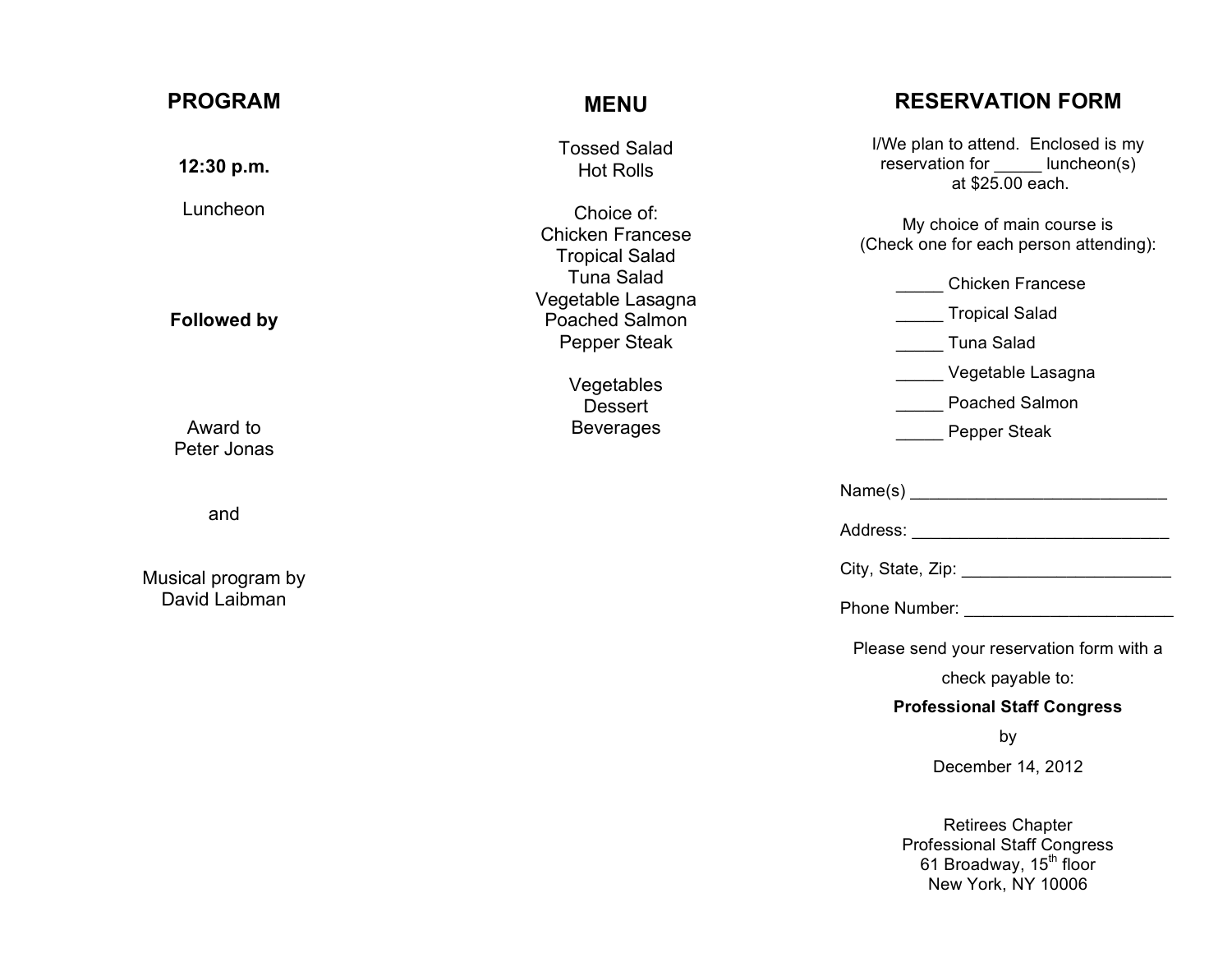## PROGRAM

**12:30 p.m.**

Luncheon

**Followed by**

Award to
Peter Jonas

and

Musical program by
David Laibman

## MENU

Tossed Salad
Hot Rolls

Choice of:
Chicken Francese
Tropical Salad
Tuna Salad
Vegetable Lasagna
Poached Salmon
Pepper Steak

Vegetables
Dessert
Beverages

## RESERVATION FORM

I/We plan to attend. Enclosed is my reservation for _____ luncheon(s) at $25.00 each.

My choice of main course is
(Check one for each person attending):

_____ Chicken Francese

_____ Tropical Salad

_____ Tuna Salad

_____ Vegetable Lasagna

_____ Poached Salmon

_____ Pepper Steak

Name(s) ___________________________

Address: ___________________________

City, State, Zip: ______________________

Phone Number: ______________________

Please send your reservation form with a check payable to:

**Professional Staff Congress**

by

December 14, 2012

Retirees Chapter
Professional Staff Congress
61 Broadway, 15th floor
New York, NY 10006